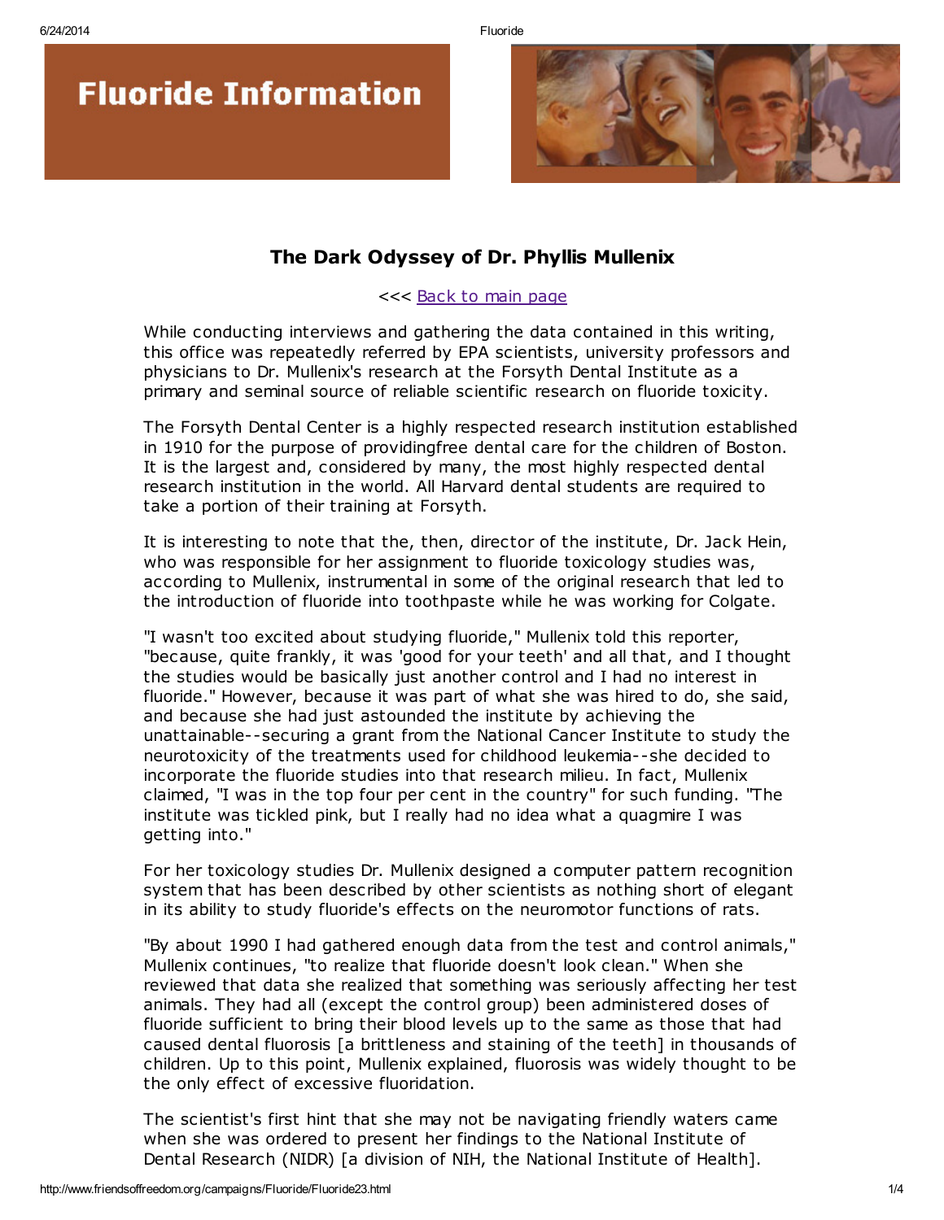# Fluoride Information

## The Dark Odyssey of Dr. Phyllis Mullenix

<<< Back to main page

While conducting interviews and gathering the data contained in this writing, this office was repeatedly referred by EPA scientists, university professors and physicians to Dr. Mullenix's research at the Forsyth Dental Institute as a primary and seminal source of reliable scientific research on fluoride toxicity.

The Forsyth Dental Center is a highly respected research institution established in 1910 for the purpose of providingfree dental care for the children of Boston. It is the largest and, considered by many, the most highly respected dental research institution in the world. All Harvard dental students are required to take a portion of their training at Forsyth.

It is interesting to note that the, then, director of the institute, Dr. Jack Hein, who was responsible for her assignment to fluoride toxicology studies was, according to Mullenix, instrumental in some of the original research that led to the introduction of fluoride into toothpaste while he was working for Colgate.

"I wasn't too excited about studying fluoride," Mullenix told this reporter, "because, quite frankly, it was 'good for your teeth' and all that, and I thought the studies would be basically just another control and I had no interest in fluoride." However, because it was part of what she was hired to do, she said, and because she had just astounded the institute by achieving the unattainable--securing a grant from the National Cancer Institute to study the neurotoxicity of the treatments used for childhood leukemia--she decided to incorporate the fluoride studies into that research milieu. In fact, Mullenix claimed, "I was in the top four per cent in the country" for such funding. "The institute was tickled pink, but I really had no idea what a quagmire I was getting into."

For her toxicology studies Dr. Mullenix designed a computer pattern recognition system that has been described by other scientists as nothing short of elegant in its ability to study fluoride's effects on the neuromotor functions of rats.

"By about 1990 I had gathered enough data from the test and control animals," Mullenix continues, "to realize that fluoride doesn't look clean." When she reviewed that data she realized that something was seriously affecting her test animals. They had all (except the control group) been administered doses of fluoride sufficient to bring their blood levels up to the same as those that had caused dental fluorosis [a brittleness and staining of the teeth] in thousands of children. Up to this point, Mullenix explained, fluorosis was widely thought to be the only effect of excessive fluoridation.

The scientist's first hint that she may not be navigating friendly waters came when she was ordered to present her findings to the National Institute of Dental Research (NIDR) [a division of NIH, the National Institute of Health].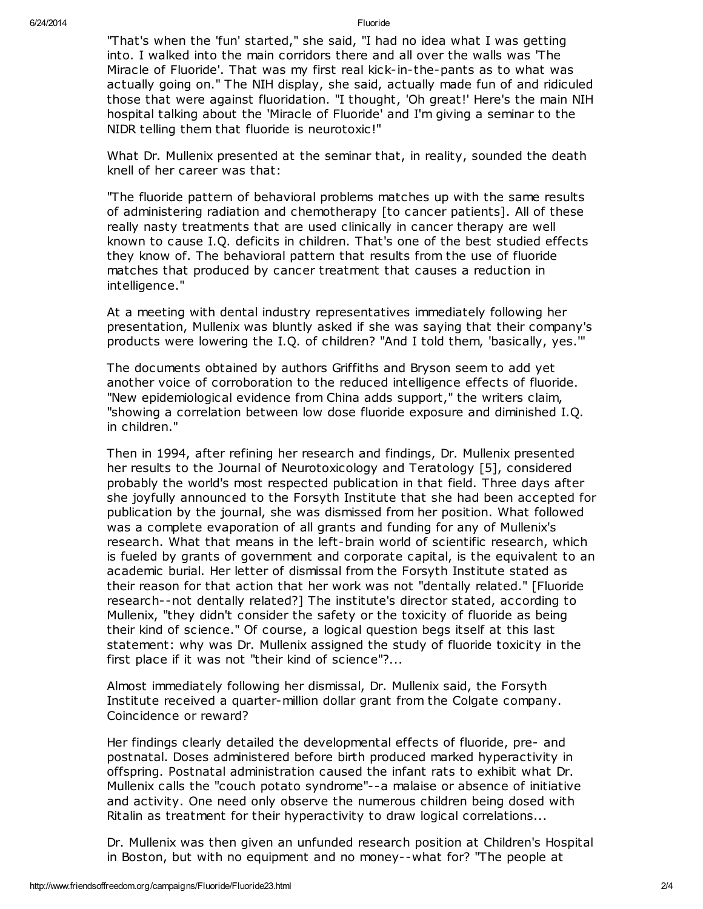"That's when the 'fun' started," she said, "I had no idea what I was getting into. I walked into the main corridors there and all over the walls was 'The Miracle of Fluoride'. That was my first real kick-in-the-pants as to what was actually going on." The NIH display, she said, actually made fun of and ridiculed those that were against fluoridation. "I thought, 'Oh great!' Here's the main NIH hospital talking about the 'Miracle of Fluoride' and I'm giving a seminar to the NIDR telling them that fluoride is neurotoxic!"

What Dr. Mullenix presented at the seminar that, in reality, sounded the death knell of her career was that:

"The fluoride pattern of behavioral problems matches up with the same results of administering radiation and chemotherapy [to cancer patients]. All of these really nasty treatments that are used clinically in cancer therapy are well known to cause I.Q. deficits in children. That's one of the best studied effects they know of. The behavioral pattern that results from the use of fluoride matches that produced by cancer treatment that causes a reduction in intelligence."

At a meeting with dental industry representatives immediately following her presentation, Mullenix was bluntly asked if she was saying that their company's products were lowering the I.Q. of children? "And I told them, 'basically, yes.'"

The documents obtained by authors Griffiths and Bryson seem to add yet another voice of corroboration to the reduced intelligence effects of fluoride. "New epidemiological evidence from China adds support," the writers claim, "showing a correlation between low dose fluoride exposure and diminished I.Q. in children."

Then in 1994, after refining her research and findings, Dr. Mullenix presented her results to the Journal of Neurotoxicology and Teratology [5], considered probably the world's most respected publication in that field. Three days after she joyfully announced to the Forsyth Institute that she had been accepted for publication by the journal, she was dismissed from her position. What followed was a complete evaporation of all grants and funding for any of Mullenix's research. What that means in the left-brain world of scientific research, which is fueled by grants of government and corporate capital, is the equivalent to an academic burial. Her letter of dismissal from the Forsyth Institute stated as their reason for that action that her work was not "dentally related." [Fluoride research--not dentally related?] The institute's director stated, according to Mullenix, "they didn't consider the safety or the toxicity of fluoride as being their kind of science." Of course, a logical question begs itself at this last statement: why was Dr. Mullenix assigned the study of fluoride toxicity in the first place if it was not "their kind of science"?...

Almost immediately following her dismissal, Dr. Mullenix said, the Forsyth Institute received a quarter-million dollar grant from the Colgate company. Coincidence or reward?

Her findings clearly detailed the developmental effects of fluoride, pre- and postnatal. Doses administered before birth produced marked hyperactivity in offspring. Postnatal administration caused the infant rats to exhibit what Dr. Mullenix calls the "couch potato syndrome"--a malaise or absence of initiative and activity. One need only observe the numerous children being dosed with Ritalin as treatment for their hyperactivity to draw logical correlations...

Dr. Mullenix was then given an unfunded research position at Children's Hospital in Boston, but with no equipment and no money--what for? "The people at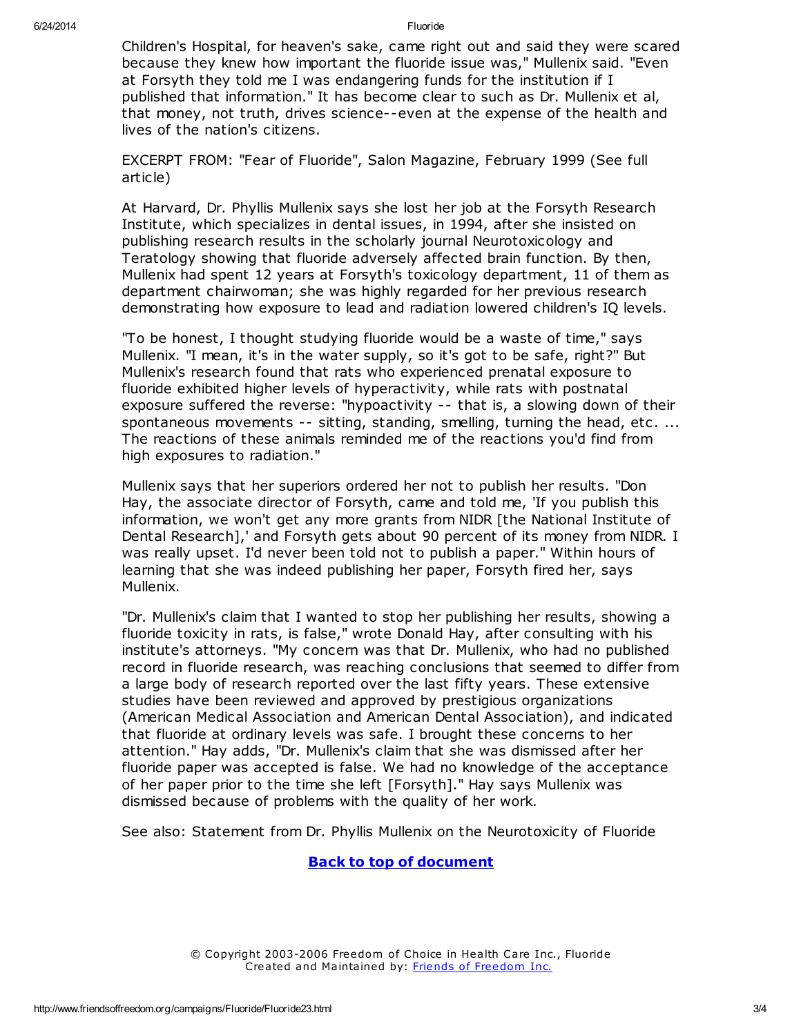Children's Hospital, for heaven's sake, came right out and said they were scared because they knew how important the fluoride issue was," Mullenix said. "Even at Forsyth they told me I was endangering funds for the institution if I published that information." It has become clear to such as Dr. Mullenix et al, that money, not truth, drives science--even at the expense of the health and lives of the nation's citizens.

EXCERPT FROM: "Fear of Fluoride", Salon Magazine, February 1999 (See full article)

At Harvard, Dr. Phyllis Mullenix says she lost her job at the Forsyth Research Institute, which specializes in dental issues, in 1994, after she insisted on publishing research results in the scholarly journal Neurotoxicology and Teratology showing that fluoride adversely affected brain function. By then, Mullenix had spent 12 years at Forsyth's toxicology department, 11 of them as department chairwoman; she was highly regarded for her previous research demonstrating how exposure to lead and radiation lowered children's IQ levels.

"To be honest, I thought studying fluoride would be a waste of time," says Mullenix. "I mean, it's in the water supply, so it's got to be safe, right?" But Mullenix's research found that rats who experienced prenatal exposure to fluoride exhibited higher levels of hyperactivity, while rats with postnatal exposure suffered the reverse: "hypoactivity -- that is, a slowing down of their spontaneous movements -- sitting, standing, smelling, turning the head, etc. ... The reactions of these animals reminded me of the reactions you'd find from high exposures to radiation."

Mullenix says that her superiors ordered her not to publish her results. "Don Hay, the associate director of Forsyth, came and told me, 'If you publish this information, we won't get any more grants from NIDR [the National Institute of Dental Research],' and Forsyth gets about 90 percent of its money from NIDR. I was really upset. I'd never been told not to publish a paper." Within hours of learning that she was indeed publishing her paper, Forsyth fired her, says Mullenix.

"Dr. Mullenix's claim that I wanted to stop her publishing her results, showing a fluoride toxicity in rats, is false," wrote Donald Hay, after consulting with his institute's attorneys. "My concern was that Dr. Mullenix, who had no published record in fluoride research, was reaching conclusions that seemed to differ from a large body of research reported over the last fifty years. These extensive studies have been reviewed and approved by prestigious organizations (American Medical Association and American Dental Association), and indicated that fluoride at ordinary levels was safe. I brought these concerns to her attention." Hay adds, "Dr. Mullenix's claim that she was dismissed after her fluoride paper was accepted is false. We had no knowledge of the acceptance of her paper prior to the time she left [Forsyth]." Hay says Mullenix was dismissed because of problems with the quality of her work.

See also: Statement from Dr. Phyllis Mullenix on the Neurotoxicity of Fluoride

**Back to top of document**

© Copyright 2003-2006 Freedom of Choice in Health Care Inc., Fluoride
Created and Maintained by: Friends of Freedom Inc.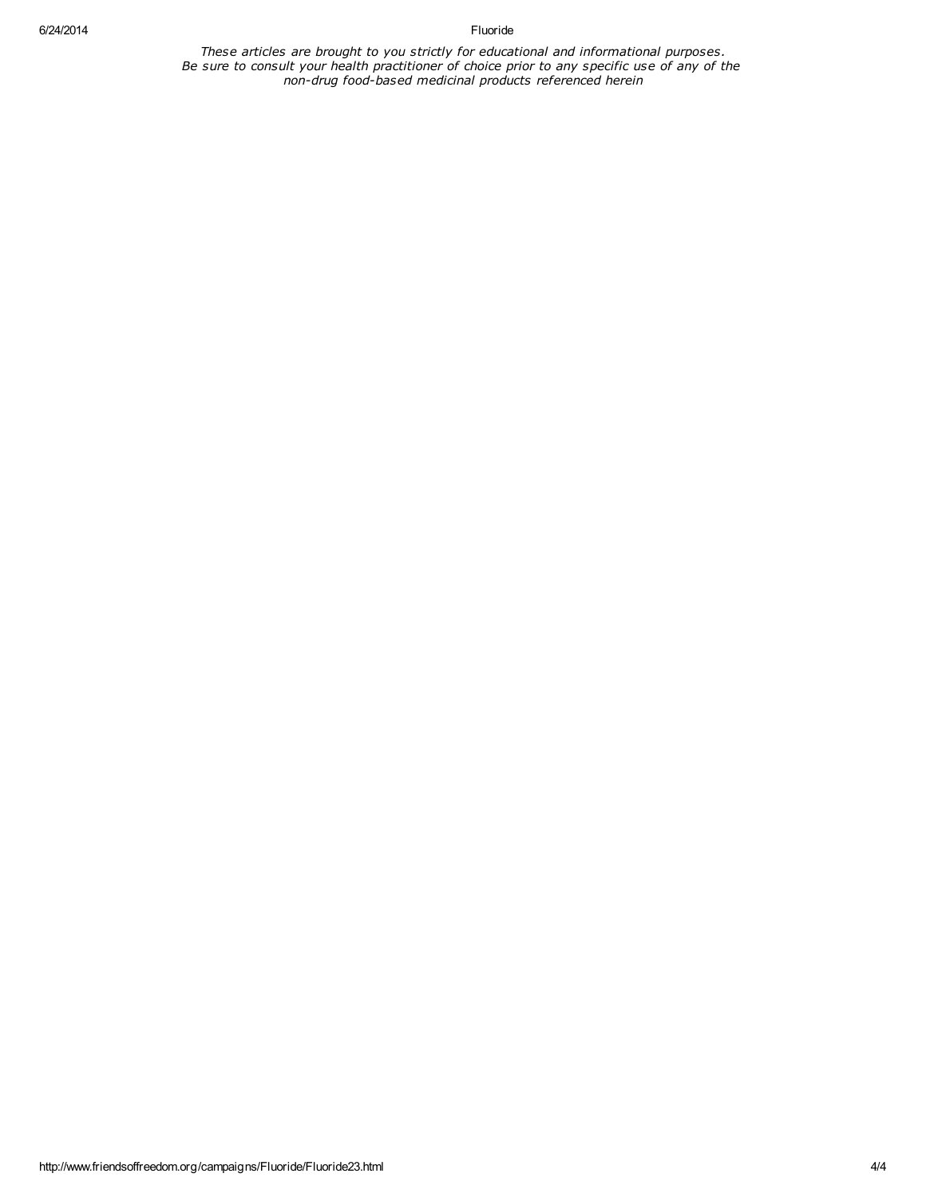*These articles are brought to you strictly for educational and informational purposes. Be sure to consult your health practitioner of choice prior to any specific use of any of the non-drug food-based medicinal products referenced herein*